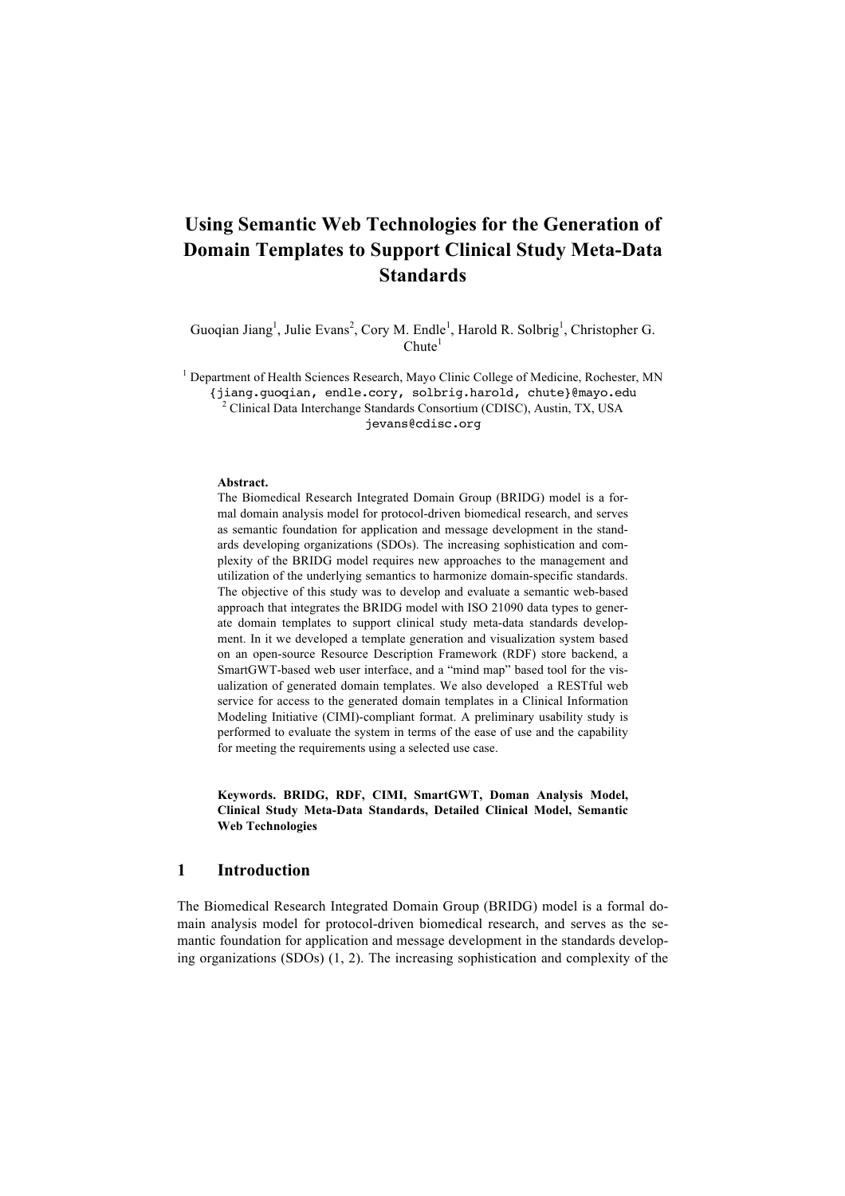# Using Semantic Web Technologies for the Generation of Domain Templates to Support Clinical Study Meta-Data Standards

Guoqian Jiang[1], Julie Evans[2], Cory M. Endle[1], Harold R. Solbrig[1], Christopher G. Chute[1]

[1] Department of Health Sciences Research, Mayo Clinic College of Medicine, Rochester, MN
{jiang.guoqian, endle.cory, solbrig.harold, chute}@mayo.edu
[2] Clinical Data Interchange Standards Consortium (CDISC), Austin, TX, USA
jevans@cdisc.org

**Abstract.**
The Biomedical Research Integrated Domain Group (BRIDG) model is a formal domain analysis model for protocol-driven biomedical research, and serves as semantic foundation for application and message development in the standards developing organizations (SDOs). The increasing sophistication and complexity of the BRIDG model requires new approaches to the management and utilization of the underlying semantics to harmonize domain-specific standards. The objective of this study was to develop and evaluate a semantic web-based approach that integrates the BRIDG model with ISO 21090 data types to generate domain templates to support clinical study meta-data standards development. In it we developed a template generation and visualization system based on an open-source Resource Description Framework (RDF) store backend, a SmartGWT-based web user interface, and a "mind map" based tool for the visualization of generated domain templates. We also developed a RESTful web service for access to the generated domain templates in a Clinical Information Modeling Initiative (CIMI)-compliant format. A preliminary usability study is performed to evaluate the system in terms of the ease of use and the capability for meeting the requirements using a selected use case.

**Keywords. BRIDG, RDF, CIMI, SmartGWT, Doman Analysis Model, Clinical Study Meta-Data Standards, Detailed Clinical Model, Semantic Web Technologies**

## 1 Introduction

The Biomedical Research Integrated Domain Group (BRIDG) model is a formal domain analysis model for protocol-driven biomedical research, and serves as the semantic foundation for application and message development in the standards developing organizations (SDOs) (1, 2). The increasing sophistication and complexity of the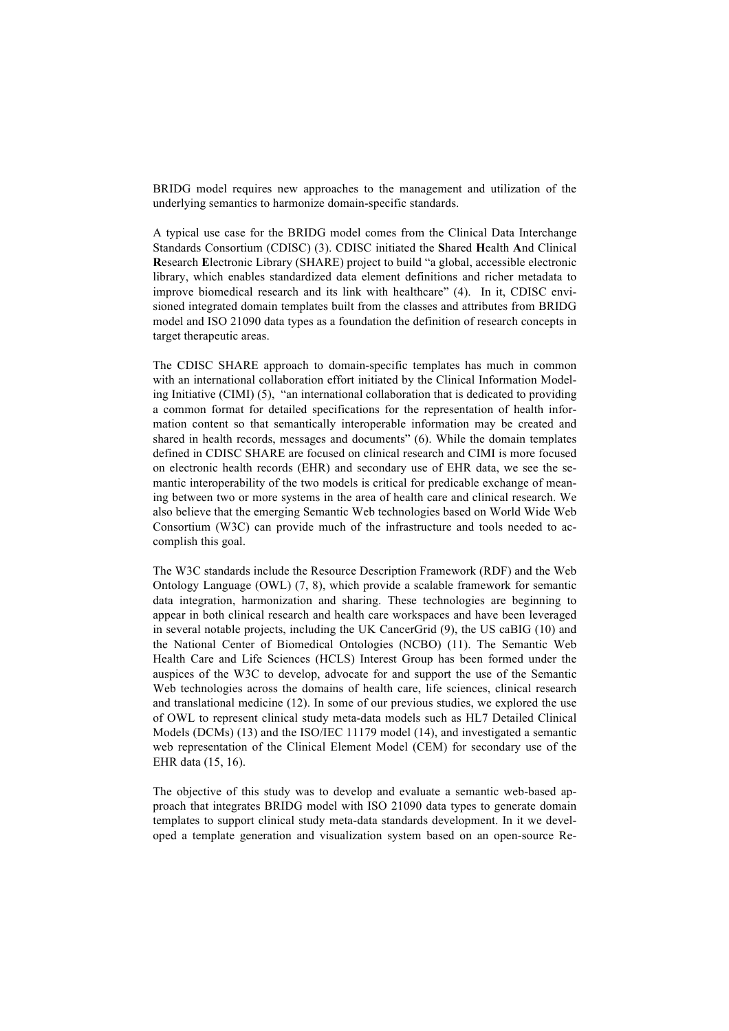BRIDG model requires new approaches to the management and utilization of the underlying semantics to harmonize domain-specific standards.

A typical use case for the BRIDG model comes from the Clinical Data Interchange Standards Consortium (CDISC) (3). CDISC initiated the **S**hared **H**ealth **A**nd Clinical **R**esearch **E**lectronic Library (SHARE) project to build "a global, accessible electronic library, which enables standardized data element definitions and richer metadata to improve biomedical research and its link with healthcare" (4). In it, CDISC envisioned integrated domain templates built from the classes and attributes from BRIDG model and ISO 21090 data types as a foundation the definition of research concepts in target therapeutic areas.

The CDISC SHARE approach to domain-specific templates has much in common with an international collaboration effort initiated by the Clinical Information Modeling Initiative (CIMI) (5), "an international collaboration that is dedicated to providing a common format for detailed specifications for the representation of health information content so that semantically interoperable information may be created and shared in health records, messages and documents" (6). While the domain templates defined in CDISC SHARE are focused on clinical research and CIMI is more focused on electronic health records (EHR) and secondary use of EHR data, we see the semantic interoperability of the two models is critical for predicable exchange of meaning between two or more systems in the area of health care and clinical research. We also believe that the emerging Semantic Web technologies based on World Wide Web Consortium (W3C) can provide much of the infrastructure and tools needed to accomplish this goal.

The W3C standards include the Resource Description Framework (RDF) and the Web Ontology Language (OWL) (7, 8), which provide a scalable framework for semantic data integration, harmonization and sharing. These technologies are beginning to appear in both clinical research and health care workspaces and have been leveraged in several notable projects, including the UK CancerGrid (9), the US caBIG (10) and the National Center of Biomedical Ontologies (NCBO) (11). The Semantic Web Health Care and Life Sciences (HCLS) Interest Group has been formed under the auspices of the W3C to develop, advocate for and support the use of the Semantic Web technologies across the domains of health care, life sciences, clinical research and translational medicine (12). In some of our previous studies, we explored the use of OWL to represent clinical study meta-data models such as HL7 Detailed Clinical Models (DCMs) (13) and the ISO/IEC 11179 model (14), and investigated a semantic web representation of the Clinical Element Model (CEM) for secondary use of the EHR data (15, 16).

The objective of this study was to develop and evaluate a semantic web-based approach that integrates BRIDG model with ISO 21090 data types to generate domain templates to support clinical study meta-data standards development. In it we developed a template generation and visualization system based on an open-source Re-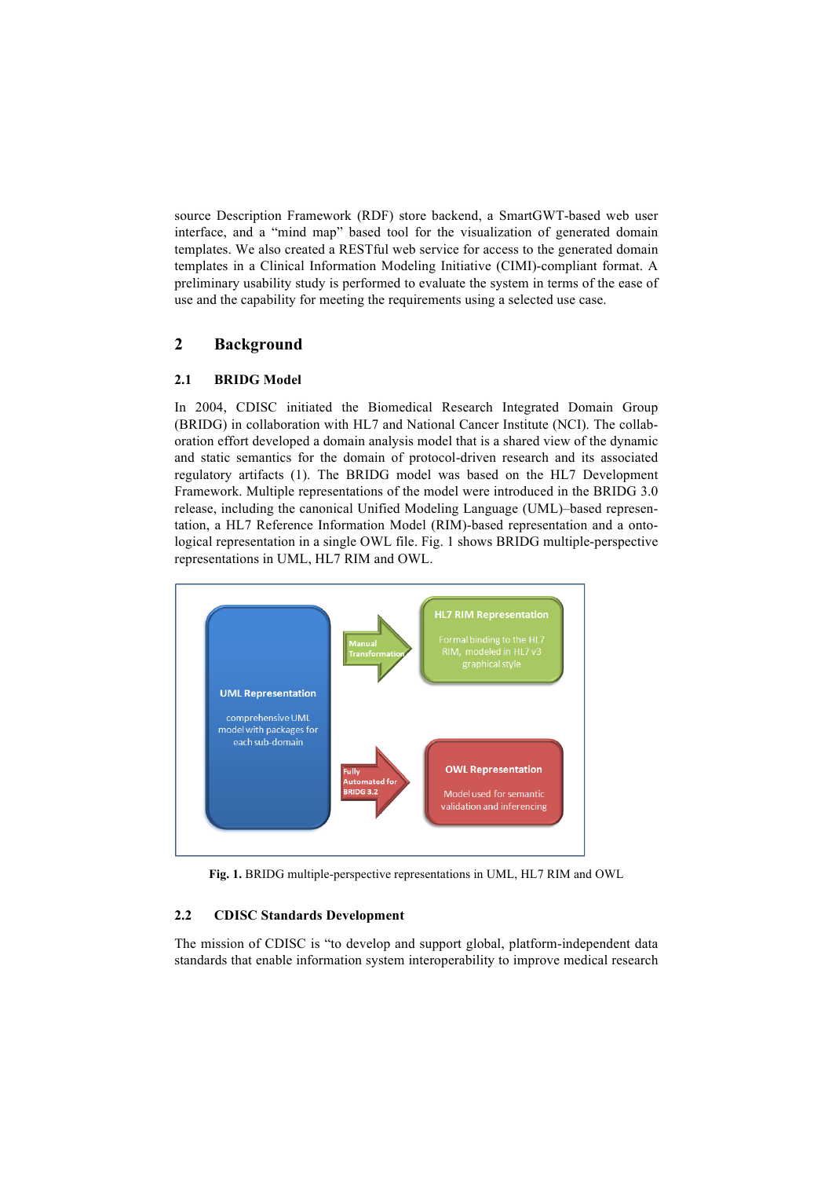source Description Framework (RDF) store backend, a SmartGWT-based web user interface, and a "mind map" based tool for the visualization of generated domain templates. We also created a RESTful web service for access to the generated domain templates in a Clinical Information Modeling Initiative (CIMI)-compliant format. A preliminary usability study is performed to evaluate the system in terms of the ease of use and the capability for meeting the requirements using a selected use case.

## 2 Background

### 2.1 BRIDG Model

In 2004, CDISC initiated the Biomedical Research Integrated Domain Group (BRIDG) in collaboration with HL7 and National Cancer Institute (NCI). The collaboration effort developed a domain analysis model that is a shared view of the dynamic and static semantics for the domain of protocol-driven research and its associated regulatory artifacts (1). The BRIDG model was based on the HL7 Development Framework. Multiple representations of the model were introduced in the BRIDG 3.0 release, including the canonical Unified Modeling Language (UML)–based representation, a HL7 Reference Information Model (RIM)-based representation and a ontological representation in a single OWL file. Fig. 1 shows BRIDG multiple-perspective representations in UML, HL7 RIM and OWL.

**Fig. 1.** BRIDG multiple-perspective representations in UML, HL7 RIM and OWL

### 2.2 CDISC Standards Development

The mission of CDISC is "to develop and support global, platform-independent data standards that enable information system interoperability to improve medical research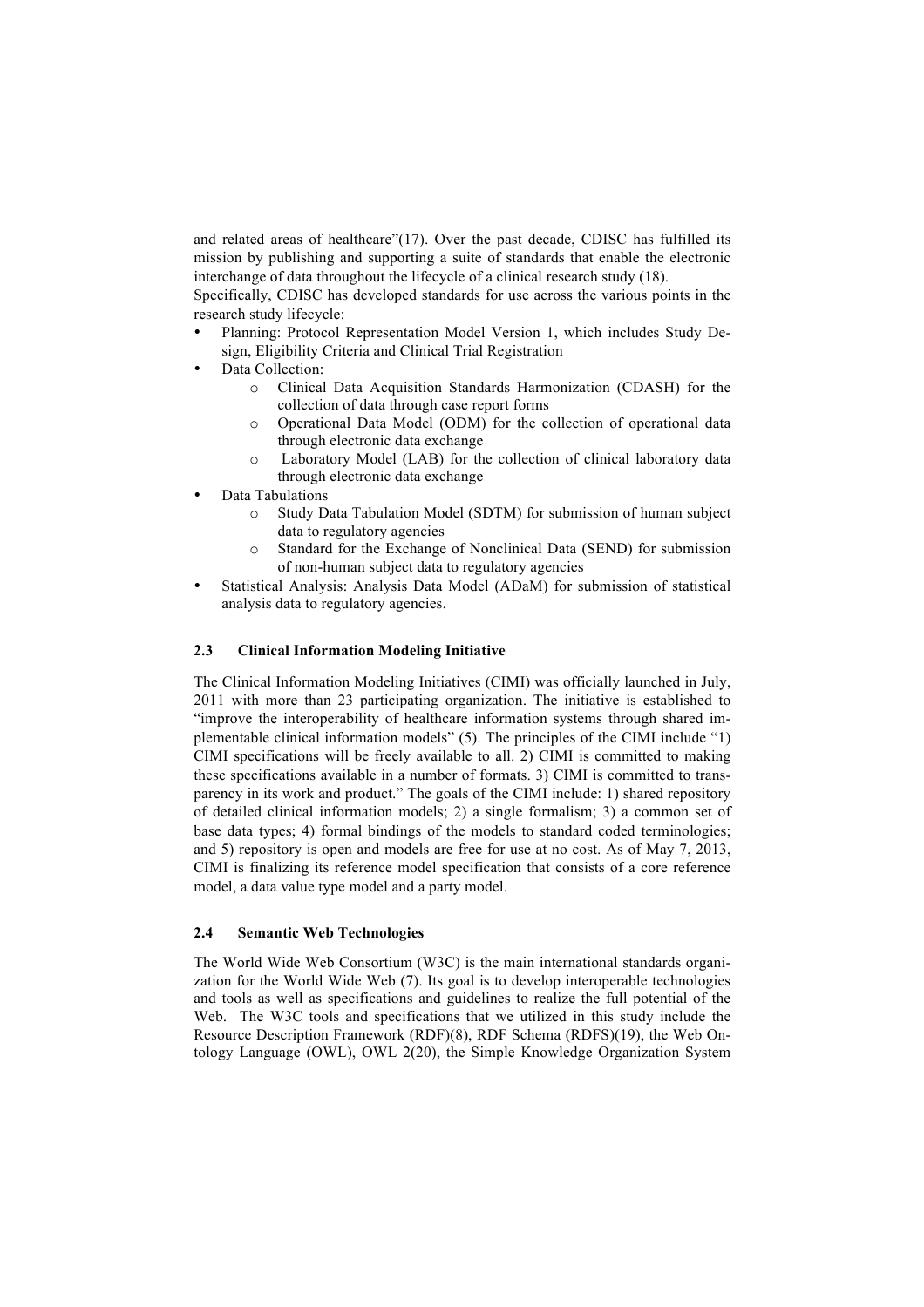and related areas of healthcare"(17). Over the past decade, CDISC has fulfilled its mission by publishing and supporting a suite of standards that enable the electronic interchange of data throughout the lifecycle of a clinical research study (18).
Specifically, CDISC has developed standards for use across the various points in the research study lifecycle:

- Planning: Protocol Representation Model Version 1, which includes Study Design, Eligibility Criteria and Clinical Trial Registration
- Data Collection:
  - Clinical Data Acquisition Standards Harmonization (CDASH) for the collection of data through case report forms
  - Operational Data Model (ODM) for the collection of operational data through electronic data exchange
  - Laboratory Model (LAB) for the collection of clinical laboratory data through electronic data exchange
- Data Tabulations
  - Study Data Tabulation Model (SDTM) for submission of human subject data to regulatory agencies
  - Standard for the Exchange of Nonclinical Data (SEND) for submission of non-human subject data to regulatory agencies
- Statistical Analysis: Analysis Data Model (ADaM) for submission of statistical analysis data to regulatory agencies.

### 2.3 Clinical Information Modeling Initiative

The Clinical Information Modeling Initiatives (CIMI) was officially launched in July, 2011 with more than 23 participating organization. The initiative is established to "improve the interoperability of healthcare information systems through shared implementable clinical information models" (5). The principles of the CIMI include "1) CIMI specifications will be freely available to all. 2) CIMI is committed to making these specifications available in a number of formats. 3) CIMI is committed to transparency in its work and product." The goals of the CIMI include: 1) shared repository of detailed clinical information models; 2) a single formalism; 3) a common set of base data types; 4) formal bindings of the models to standard coded terminologies; and 5) repository is open and models are free for use at no cost. As of May 7, 2013, CIMI is finalizing its reference model specification that consists of a core reference model, a data value type model and a party model.

### 2.4 Semantic Web Technologies

The World Wide Web Consortium (W3C) is the main international standards organization for the World Wide Web (7). Its goal is to develop interoperable technologies and tools as well as specifications and guidelines to realize the full potential of the Web. The W3C tools and specifications that we utilized in this study include the Resource Description Framework (RDF)(8), RDF Schema (RDFS)(19), the Web Ontology Language (OWL), OWL 2(20), the Simple Knowledge Organization System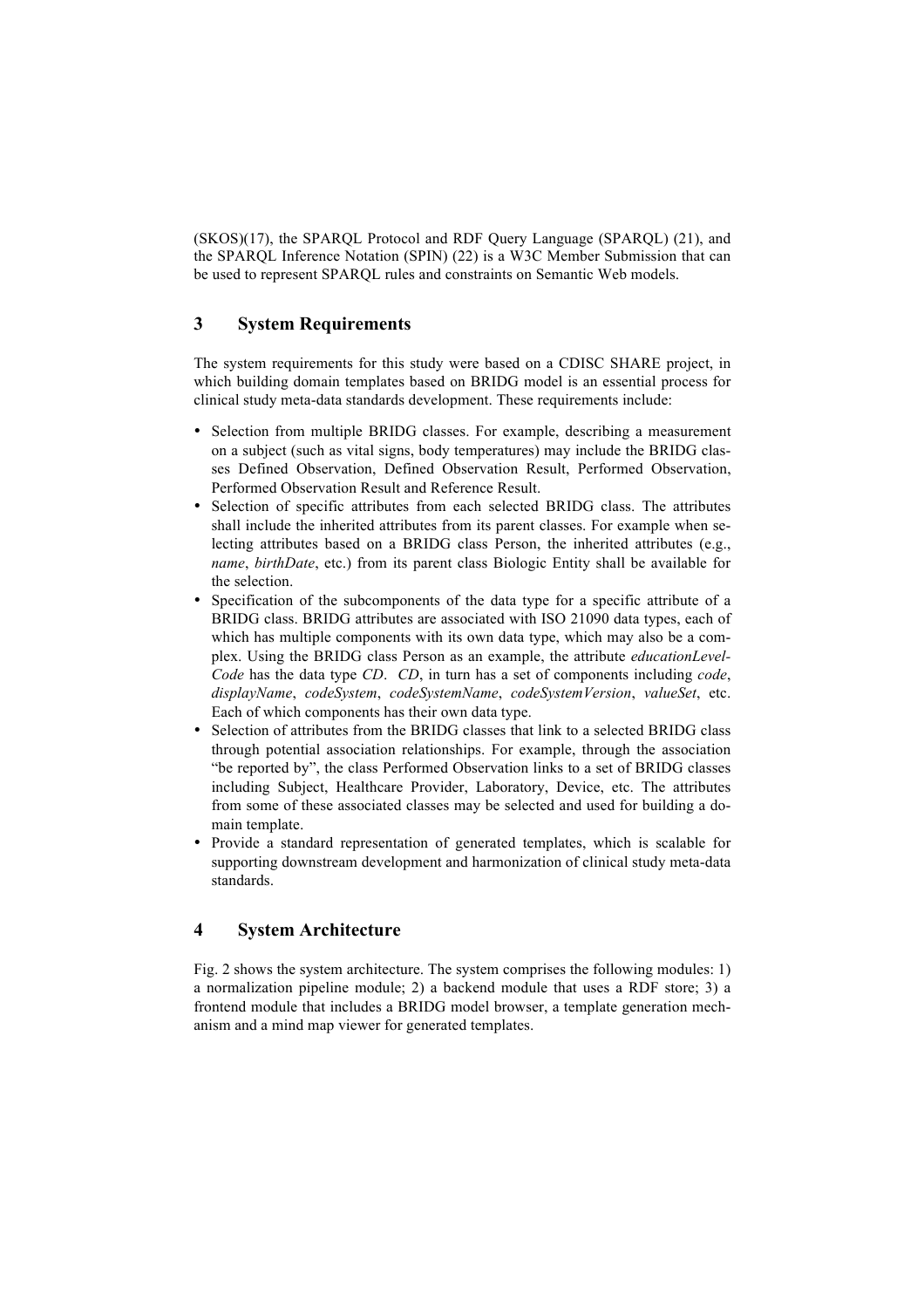(SKOS)(17), the SPARQL Protocol and RDF Query Language (SPARQL) (21), and the SPARQL Inference Notation (SPIN) (22) is a W3C Member Submission that can be used to represent SPARQL rules and constraints on Semantic Web models.

## 3 System Requirements

The system requirements for this study were based on a CDISC SHARE project, in which building domain templates based on BRIDG model is an essential process for clinical study meta-data standards development. These requirements include:

- Selection from multiple BRIDG classes. For example, describing a measurement on a subject (such as vital signs, body temperatures) may include the BRIDG classes Defined Observation, Defined Observation Result, Performed Observation, Performed Observation Result and Reference Result.
- Selection of specific attributes from each selected BRIDG class. The attributes shall include the inherited attributes from its parent classes. For example when selecting attributes based on a BRIDG class Person, the inherited attributes (e.g., *name*, *birthDate*, etc.) from its parent class Biologic Entity shall be available for the selection.
- Specification of the subcomponents of the data type for a specific attribute of a BRIDG class. BRIDG attributes are associated with ISO 21090 data types, each of which has multiple components with its own data type, which may also be a complex. Using the BRIDG class Person as an example, the attribute *educationLevelCode* has the data type *CD*. *CD*, in turn has a set of components including *code*, *displayName*, *codeSystem*, *codeSystemName*, *codeSystemVersion*, *valueSet*, etc. Each of which components has their own data type.
- Selection of attributes from the BRIDG classes that link to a selected BRIDG class through potential association relationships. For example, through the association "be reported by", the class Performed Observation links to a set of BRIDG classes including Subject, Healthcare Provider, Laboratory, Device, etc. The attributes from some of these associated classes may be selected and used for building a domain template.
- Provide a standard representation of generated templates, which is scalable for supporting downstream development and harmonization of clinical study meta-data standards.

## 4 System Architecture

Fig. 2 shows the system architecture. The system comprises the following modules: 1) a normalization pipeline module; 2) a backend module that uses a RDF store; 3) a frontend module that includes a BRIDG model browser, a template generation mechanism and a mind map viewer for generated templates.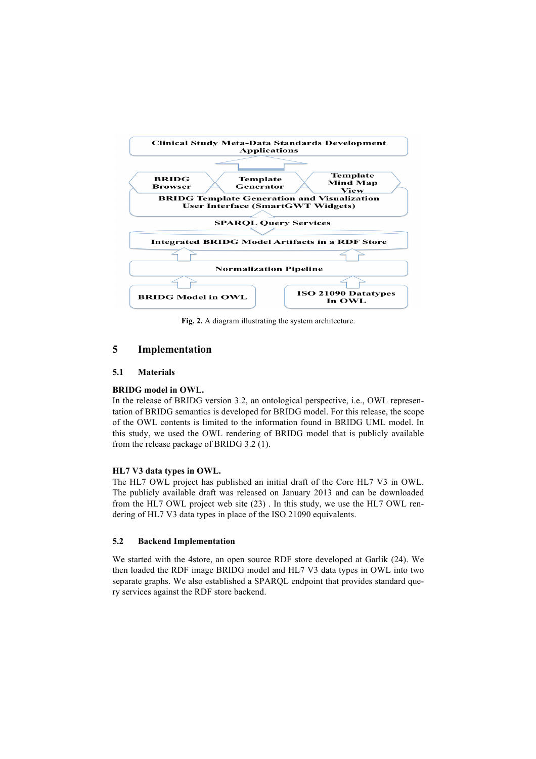Fig. 2. A diagram illustrating the system architecture.

## 5 Implementation

### 5.1 Materials

**BRIDG model in OWL.**

In the release of BRIDG version 3.2, an ontological perspective, i.e., OWL representation of BRIDG semantics is developed for BRIDG model. For this release, the scope of the OWL contents is limited to the information found in BRIDG UML model. In this study, we used the OWL rendering of BRIDG model that is publicly available from the release package of BRIDG 3.2 (1).

**HL7 V3 data types in OWL.**

The HL7 OWL project has published an initial draft of the Core HL7 V3 in OWL. The publicly available draft was released on January 2013 and can be downloaded from the HL7 OWL project web site (23) . In this study, we use the HL7 OWL rendering of HL7 V3 data types in place of the ISO 21090 equivalents.

### 5.2 Backend Implementation

We started with the 4store, an open source RDF store developed at Garlik (24). We then loaded the RDF image BRIDG model and HL7 V3 data types in OWL into two separate graphs. We also established a SPARQL endpoint that provides standard query services against the RDF store backend.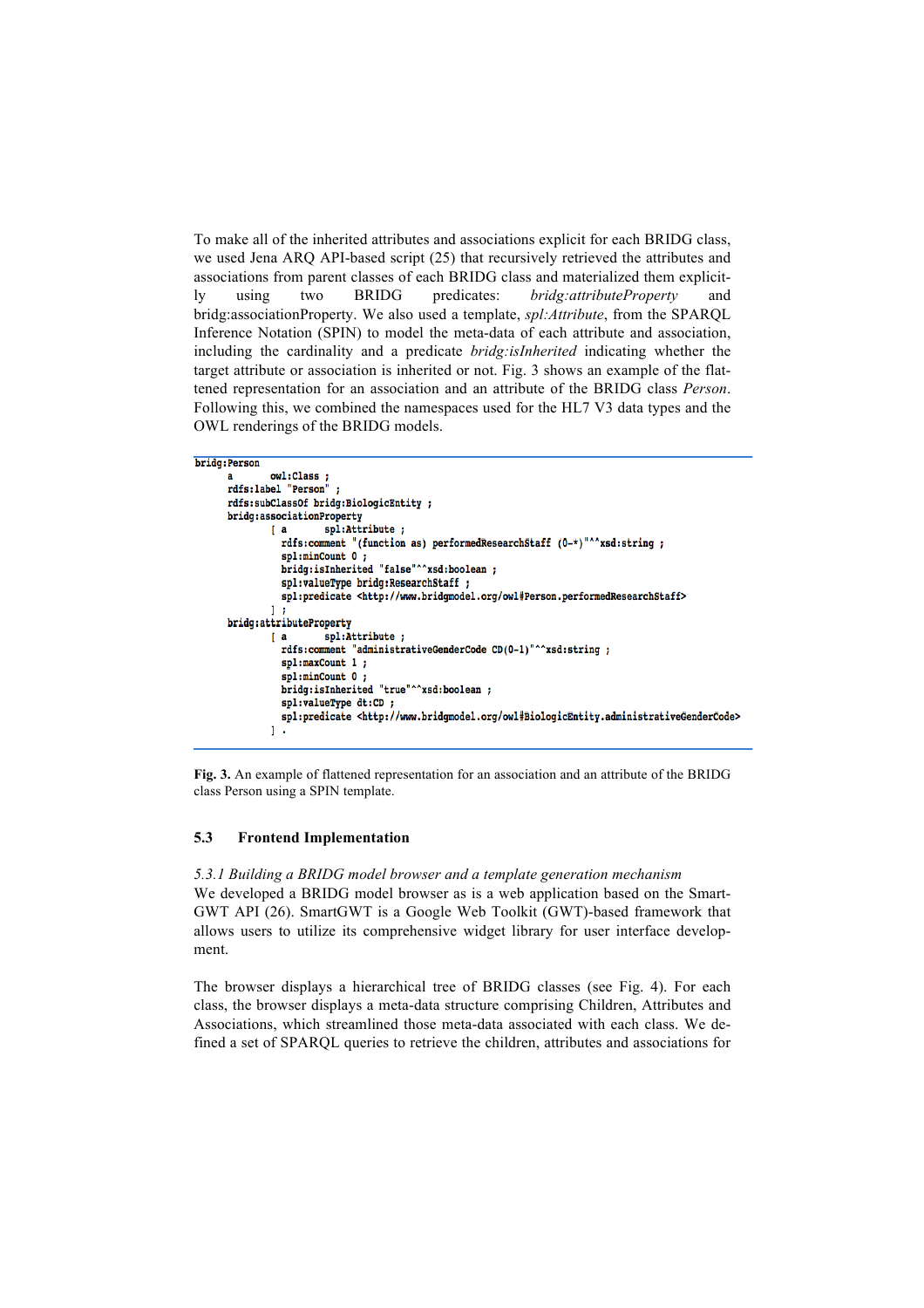To make all of the inherited attributes and associations explicit for each BRIDG class, we used Jena ARQ API-based script (25) that recursively retrieved the attributes and associations from parent classes of each BRIDG class and materialized them explicitly using two BRIDG predicates: *bridg:attributeProperty* and bridg:associationProperty. We also used a template, *spl:Attribute*, from the SPARQL Inference Notation (SPIN) to model the meta-data of each attribute and association, including the cardinality and a predicate *bridg:isInherited* indicating whether the target attribute or association is inherited or not. Fig. 3 shows an example of the flattened representation for an association and an attribute of the BRIDG class *Person*. Following this, we combined the namespaces used for the HL7 V3 data types and the OWL renderings of the BRIDG models.

```
bridg:Person
      a       owl:Class ;
      rdfs:label "Person" ;
      rdfs:subClassOf bridg:BiologicEntity ;
      bridg:associationProperty
              [ a       spl:Attribute ;
                rdfs:comment "(function as) performedResearchStaff (0-*)"^^xsd:string ;
                spl:minCount 0 ;
                bridg:isInherited "false"^^xsd:boolean ;
                spl:valueType bridg:ResearchStaff ;
                spl:predicate <http://www.bridgmodel.org/owl#Person.performedResearchStaff>
              ] ;
      bridg:attributeProperty
              [ a       spl:Attribute ;
                rdfs:comment "administrativeGenderCode CD(0-1)"^^xsd:string ;
                spl:maxCount 1 ;
                spl:minCount 0 ;
                bridg:isInherited "true"^^xsd:boolean ;
                spl:valueType dt:CD ;
                spl:predicate <http://www.bridgmodel.org/owl#BiologicEntity.administrativeGenderCode>
              ] .
```

**Fig. 3.** An example of flattened representation for an association and an attribute of the BRIDG class Person using a SPIN template.

### 5.3 Frontend Implementation

*5.3.1 Building a BRIDG model browser and a template generation mechanism*

We developed a BRIDG model browser as is a web application based on the SmartGWT API (26). SmartGWT is a Google Web Toolkit (GWT)-based framework that allows users to utilize its comprehensive widget library for user interface development.

The browser displays a hierarchical tree of BRIDG classes (see Fig. 4). For each class, the browser displays a meta-data structure comprising Children, Attributes and Associations, which streamlined those meta-data associated with each class. We defined a set of SPARQL queries to retrieve the children, attributes and associations for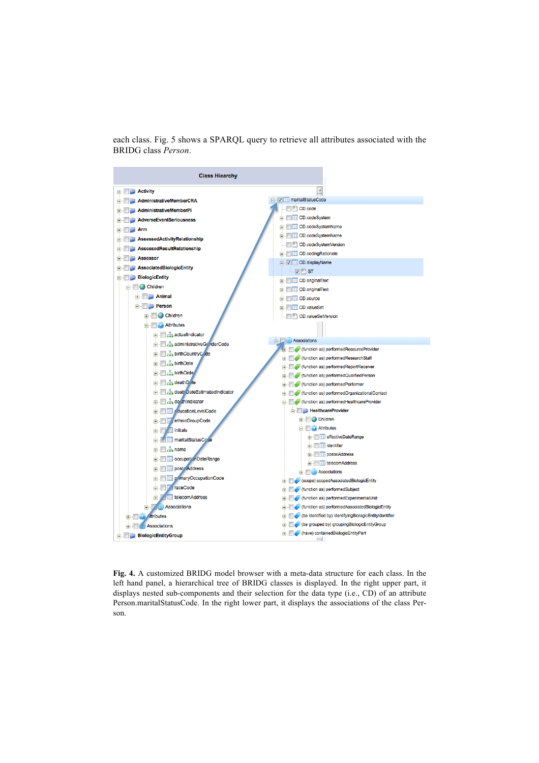each class. Fig. 5 shows a SPARQL query to retrieve all attributes associated with the BRIDG class *Person*.

**Fig. 4.** A customized BRIDG model browser with a meta-data structure for each class. In the left hand panel, a hierarchical tree of BRIDG classes is displayed. In the right upper part, it displays nested sub-components and their selection for the data type (i.e., CD) of an attribute Person.maritalStatusCode. In the right lower part, it displays the associations of the class Person.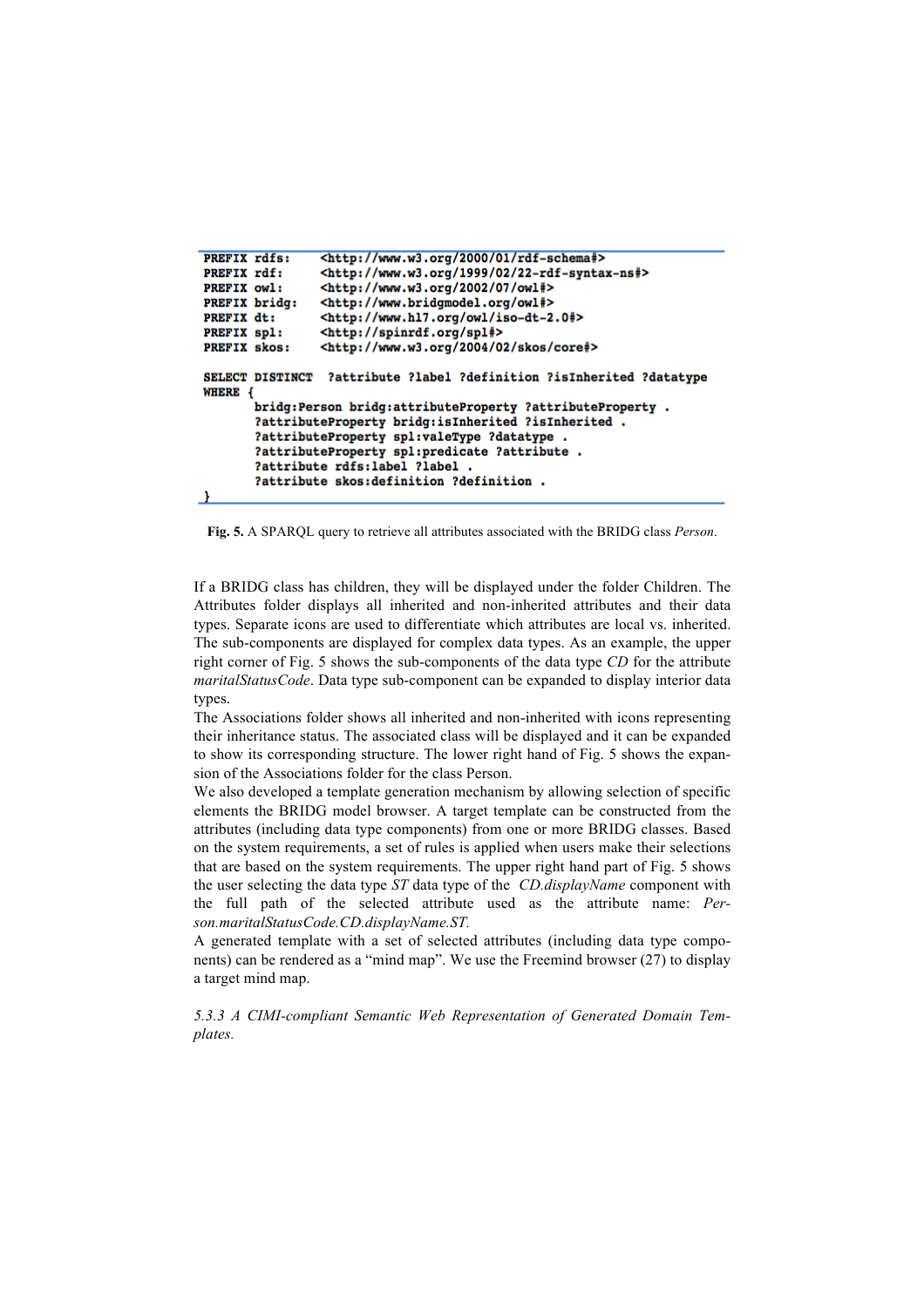```
PREFIX rdfs:    <http://www.w3.org/2000/01/rdf-schema#>
PREFIX rdf:     <http://www.w3.org/1999/02/22-rdf-syntax-ns#>
PREFIX owl:     <http://www.w3.org/2002/07/owl#>
PREFIX bridg:   <http://www.bridgmodel.org/owl#>
PREFIX dt:      <http://www.hl7.org/owl/iso-dt-2.0#>
PREFIX spl:     <http://spinrdf.org/spl#>
PREFIX skos:    <http://www.w3.org/2004/02/skos/core#>

SELECT DISTINCT  ?attribute ?label ?definition ?isInherited ?datatype
WHERE {
        bridg:Person bridg:attributeProperty ?attributeProperty .
        ?attributeProperty bridg:isInherited ?isInherited .
        ?attributeProperty spl:valeType ?datatype .
        ?attributeProperty spl:predicate ?attribute .
        ?attribute rdfs:label ?label .
        ?attribute skos:definition ?definition .
}
```

**Fig. 5.** A SPARQL query to retrieve all attributes associated with the BRIDG class *Person*.

If a BRIDG class has children, they will be displayed under the folder Children. The Attributes folder displays all inherited and non-inherited attributes and their data types. Separate icons are used to differentiate which attributes are local vs. inherited. The sub-components are displayed for complex data types. As an example, the upper right corner of Fig. 5 shows the sub-components of the data type *CD* for the attribute *maritalStatusCode*. Data type sub-component can be expanded to display interior data types.

The Associations folder shows all inherited and non-inherited with icons representing their inheritance status. The associated class will be displayed and it can be expanded to show its corresponding structure. The lower right hand of Fig. 5 shows the expansion of the Associations folder for the class Person.

We also developed a template generation mechanism by allowing selection of specific elements the BRIDG model browser. A target template can be constructed from the attributes (including data type components) from one or more BRIDG classes. Based on the system requirements, a set of rules is applied when users make their selections that are based on the system requirements. The upper right hand part of Fig. 5 shows the user selecting the data type *ST* data type of the *CD.displayName* component with the full path of the selected attribute used as the attribute name: *Person.maritalStatusCode.CD.displayName.ST.*

A generated template with a set of selected attributes (including data type components) can be rendered as a "mind map". We use the Freemind browser (27) to display a target mind map.

*5.3.3 A CIMI-compliant Semantic Web Representation of Generated Domain Templates.*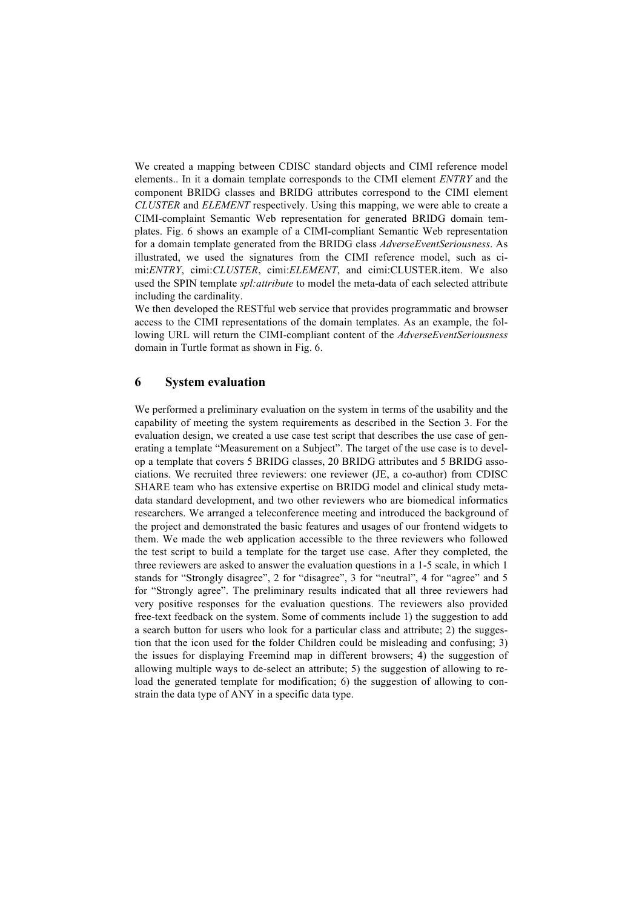We created a mapping between CDISC standard objects and CIMI reference model elements.. In it a domain template corresponds to the CIMI element *ENTRY* and the component BRIDG classes and BRIDG attributes correspond to the CIMI element *CLUSTER* and *ELEMENT* respectively. Using this mapping, we were able to create a CIMI-complaint Semantic Web representation for generated BRIDG domain templates. Fig. 6 shows an example of a CIMI-compliant Semantic Web representation for a domain template generated from the BRIDG class *AdverseEventSeriousness*. As illustrated, we used the signatures from the CIMI reference model, such as cimi:*ENTRY*, cimi:*CLUSTER*, cimi:*ELEMENT*, and cimi:CLUSTER.item. We also used the SPIN template *spl:attribute* to model the meta-data of each selected attribute including the cardinality.

We then developed the RESTful web service that provides programmatic and browser access to the CIMI representations of the domain templates. As an example, the following URL will return the CIMI-compliant content of the *AdverseEventSeriousness* domain in Turtle format as shown in Fig. 6.

## 6 System evaluation

We performed a preliminary evaluation on the system in terms of the usability and the capability of meeting the system requirements as described in the Section 3. For the evaluation design, we created a use case test script that describes the use case of generating a template "Measurement on a Subject". The target of the use case is to develop a template that covers 5 BRIDG classes, 20 BRIDG attributes and 5 BRIDG associations. We recruited three reviewers: one reviewer (JE, a co-author) from CDISC SHARE team who has extensive expertise on BRIDG model and clinical study metadata standard development, and two other reviewers who are biomedical informatics researchers. We arranged a teleconference meeting and introduced the background of the project and demonstrated the basic features and usages of our frontend widgets to them. We made the web application accessible to the three reviewers who followed the test script to build a template for the target use case. After they completed, the three reviewers are asked to answer the evaluation questions in a 1-5 scale, in which 1 stands for "Strongly disagree", 2 for "disagree", 3 for "neutral", 4 for "agree" and 5 for "Strongly agree". The preliminary results indicated that all three reviewers had very positive responses for the evaluation questions. The reviewers also provided free-text feedback on the system. Some of comments include 1) the suggestion to add a search button for users who look for a particular class and attribute; 2) the suggestion that the icon used for the folder Children could be misleading and confusing; 3) the issues for displaying Freemind map in different browsers; 4) the suggestion of allowing multiple ways to de-select an attribute; 5) the suggestion of allowing to reload the generated template for modification; 6) the suggestion of allowing to constrain the data type of ANY in a specific data type.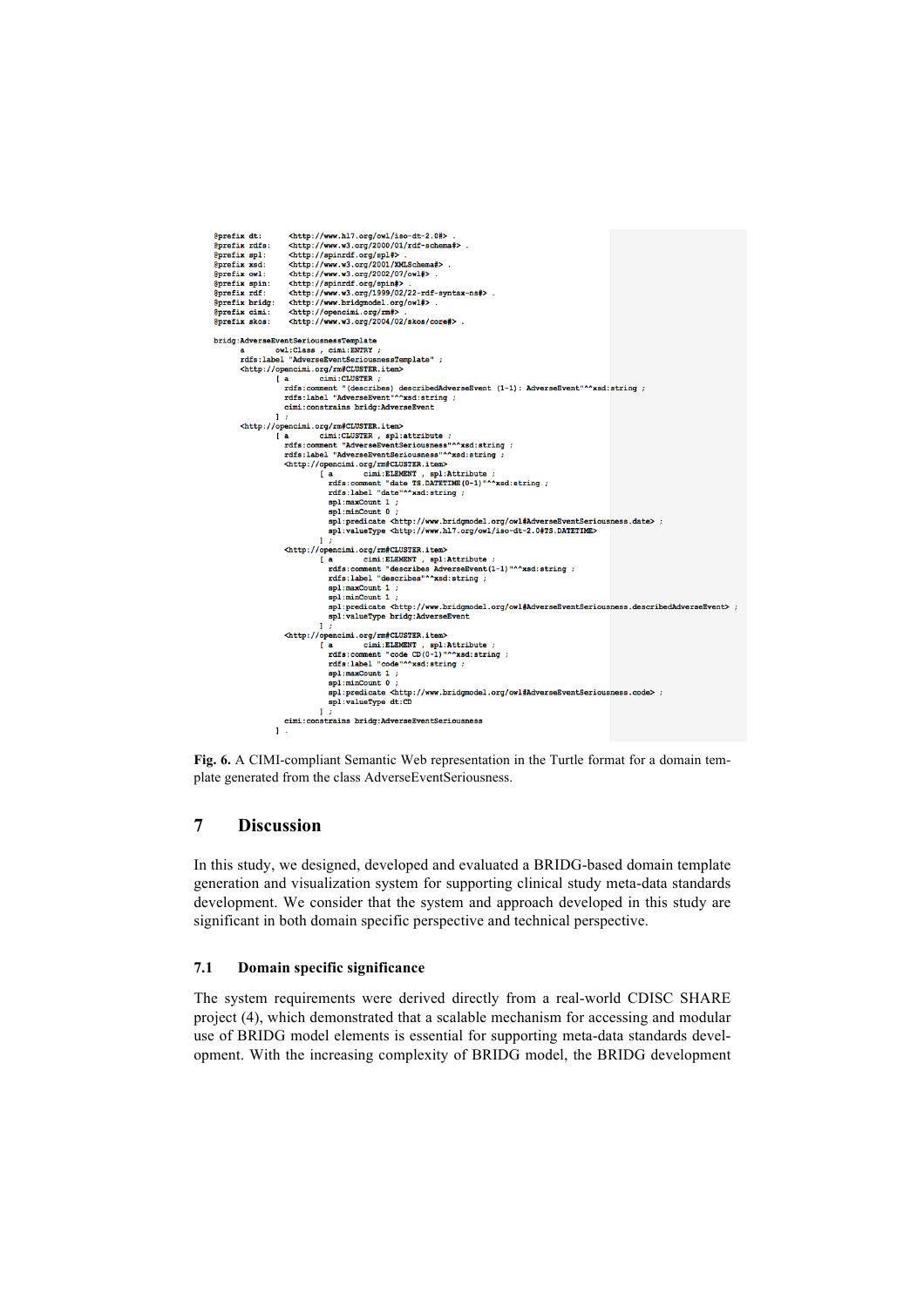```
@prefix dt:     <http://www.hl7.org/owl/iso-dt-2.0#> .
@prefix rdfs:   <http://www.w3.org/2000/01/rdf-schema#> .
@prefix spl:    <http://spinrdf.org/spl#> .
@prefix xsd:    <http://www.w3.org/2001/XMLSchema#> .
@prefix owl:    <http://www.w3.org/2002/07/owl#> .
@prefix spin:   <http://spinrdf.org/spin#> .
@prefix rdf:    <http://www.w3.org/1999/02/22-rdf-syntax-ns#> .
@prefix bridg:  <http://www.bridgmodel.org/owl#> .
@prefix cimi:   <http://opencimi.org/rm#> .
@prefix skos:   <http://www.w3.org/2004/02/skos/core#> .

bridg:AdverseEventSeriousnessTemplate
      a       owl:Class , cimi:ENTRY ;
      rdfs:label "AdverseEventSeriousnessTemplate" ;
      <http://opencimi.org/rm#CLUSTER.item>
              [ a       cimi:CLUSTER ;
                rdfs:comment "(describes) describedAdverseEvent (1-1): AdverseEvent"^^xsd:string ;
                rdfs:label "AdverseEvent"^^xsd:string ;
                cimi:constrains bridg:AdverseEvent
              ] ;
      <http://opencimi.org/rm#CLUSTER.item>
              [ a       cimi:CLUSTER , spl:attribute ;
                rdfs:comment "AdverseEventSeriousness"^^xsd:string ;
                rdfs:label "AdverseEventSeriousness"^^xsd:string ;
                <http://opencimi.org/rm#CLUSTER.item>
                        [ a       cimi:ELEMENT , spl:Attribute ;
                          rdfs:comment "date TS.DATETIME(0-1)"^^xsd:string ;
                          rdfs:label "date"^^xsd:string ;
                          spl:maxCount 1 ;
                          spl:minCount 0 ;
                          spl:predicate <http://www.bridgmodel.org/owl#AdverseEventSeriousness.date> ;
                          spl:valueType <http://www.hl7.org/owl/iso-dt-2.0#TS.DATETIME>
                        ] ;
                <http://opencimi.org/rm#CLUSTER.item>
                        [ a       cimi:ELEMENT , spl:Attribute ;
                          rdfs:comment "describes AdverseEvent(1-1)"^^xsd:string ;
                          rdfs:label "describes"^^xsd:string ;
                          spl:maxCount 1 ;
                          spl:minCount 1 ;
                          spl:predicate <http://www.bridgmodel.org/owl#AdverseEventSeriousness.describedAdverseEvent> ;
                          spl:valueType bridg:AdverseEvent
                        ] ;
                <http://opencimi.org/rm#CLUSTER.item>
                        [ a       cimi:ELEMENT , spl:Attribute ;
                          rdfs:comment "code CD(0-1)"^^xsd:string ;
                          rdfs:label "code"^^xsd:string ;
                          spl:maxCount 1 ;
                          spl:minCount 0 ;
                          spl:predicate <http://www.bridgmodel.org/owl#AdverseEventSeriousness.code> ;
                          spl:valueType dt:CD
                        ] ;
                cimi:constrains bridg:AdverseEventSeriousness
              ] .
```

**Fig. 6.** A CIMI-compliant Semantic Web representation in the Turtle format for a domain template generated from the class AdverseEventSeriousness.

# 7 Discussion

In this study, we designed, developed and evaluated a BRIDG-based domain template generation and visualization system for supporting clinical study meta-data standards development. We consider that the system and approach developed in this study are significant in both domain specific perspective and technical perspective.

## 7.1 Domain specific significance

The system requirements were derived directly from a real-world CDISC SHARE project (4), which demonstrated that a scalable mechanism for accessing and modular use of BRIDG model elements is essential for supporting meta-data standards development. With the increasing complexity of BRIDG model, the BRIDG development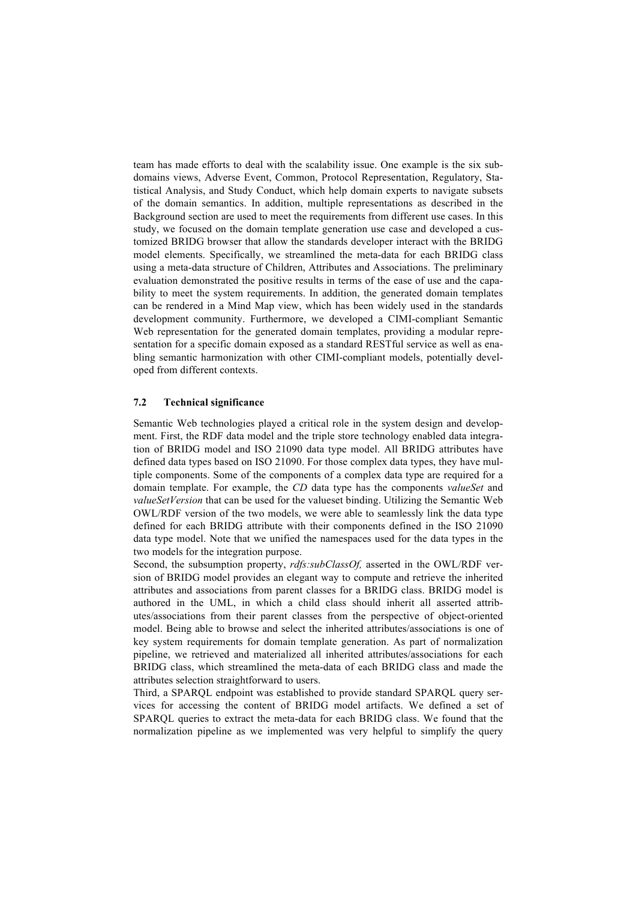team has made efforts to deal with the scalability issue. One example is the six subdomains views, Adverse Event, Common, Protocol Representation, Regulatory, Statistical Analysis, and Study Conduct, which help domain experts to navigate subsets of the domain semantics. In addition, multiple representations as described in the Background section are used to meet the requirements from different use cases. In this study, we focused on the domain template generation use case and developed a customized BRIDG browser that allow the standards developer interact with the BRIDG model elements. Specifically, we streamlined the meta-data for each BRIDG class using a meta-data structure of Children, Attributes and Associations. The preliminary evaluation demonstrated the positive results in terms of the ease of use and the capability to meet the system requirements. In addition, the generated domain templates can be rendered in a Mind Map view, which has been widely used in the standards development community. Furthermore, we developed a CIMI-compliant Semantic Web representation for the generated domain templates, providing a modular representation for a specific domain exposed as a standard RESTful service as well as enabling semantic harmonization with other CIMI-compliant models, potentially developed from different contexts.

### 7.2 Technical significance

Semantic Web technologies played a critical role in the system design and development. First, the RDF data model and the triple store technology enabled data integration of BRIDG model and ISO 21090 data type model. All BRIDG attributes have defined data types based on ISO 21090. For those complex data types, they have multiple components. Some of the components of a complex data type are required for a domain template. For example, the *CD* data type has the components *valueSet* and *valueSetVersion* that can be used for the valueset binding. Utilizing the Semantic Web OWL/RDF version of the two models, we were able to seamlessly link the data type defined for each BRIDG attribute with their components defined in the ISO 21090 data type model. Note that we unified the namespaces used for the data types in the two models for the integration purpose.

Second, the subsumption property, *rdfs:subClassOf,* asserted in the OWL/RDF version of BRIDG model provides an elegant way to compute and retrieve the inherited attributes and associations from parent classes for a BRIDG class. BRIDG model is authored in the UML, in which a child class should inherit all asserted attributes/associations from their parent classes from the perspective of object-oriented model. Being able to browse and select the inherited attributes/associations is one of key system requirements for domain template generation. As part of normalization pipeline, we retrieved and materialized all inherited attributes/associations for each BRIDG class, which streamlined the meta-data of each BRIDG class and made the attributes selection straightforward to users.

Third, a SPARQL endpoint was established to provide standard SPARQL query services for accessing the content of BRIDG model artifacts. We defined a set of SPARQL queries to extract the meta-data for each BRIDG class. We found that the normalization pipeline as we implemented was very helpful to simplify the query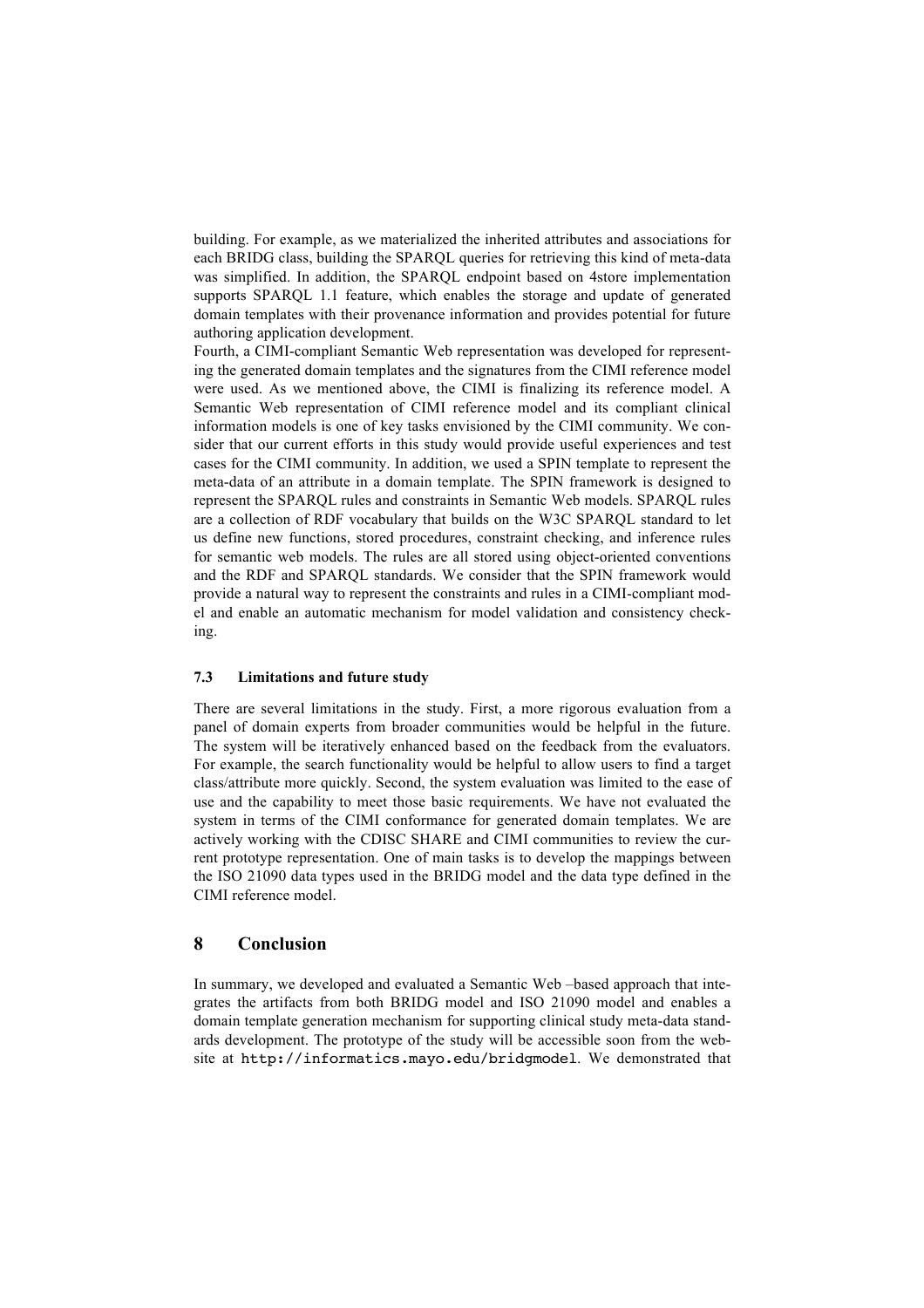building. For example, as we materialized the inherited attributes and associations for each BRIDG class, building the SPARQL queries for retrieving this kind of meta-data was simplified. In addition, the SPARQL endpoint based on 4store implementation supports SPARQL 1.1 feature, which enables the storage and update of generated domain templates with their provenance information and provides potential for future authoring application development.

Fourth, a CIMI-compliant Semantic Web representation was developed for representing the generated domain templates and the signatures from the CIMI reference model were used. As we mentioned above, the CIMI is finalizing its reference model. A Semantic Web representation of CIMI reference model and its compliant clinical information models is one of key tasks envisioned by the CIMI community. We consider that our current efforts in this study would provide useful experiences and test cases for the CIMI community. In addition, we used a SPIN template to represent the meta-data of an attribute in a domain template. The SPIN framework is designed to represent the SPARQL rules and constraints in Semantic Web models. SPARQL rules are a collection of RDF vocabulary that builds on the W3C SPARQL standard to let us define new functions, stored procedures, constraint checking, and inference rules for semantic web models. The rules are all stored using object-oriented conventions and the RDF and SPARQL standards. We consider that the SPIN framework would provide a natural way to represent the constraints and rules in a CIMI-compliant model and enable an automatic mechanism for model validation and consistency checking.

### 7.3 Limitations and future study

There are several limitations in the study. First, a more rigorous evaluation from a panel of domain experts from broader communities would be helpful in the future. The system will be iteratively enhanced based on the feedback from the evaluators. For example, the search functionality would be helpful to allow users to find a target class/attribute more quickly. Second, the system evaluation was limited to the ease of use and the capability to meet those basic requirements. We have not evaluated the system in terms of the CIMI conformance for generated domain templates. We are actively working with the CDISC SHARE and CIMI communities to review the current prototype representation. One of main tasks is to develop the mappings between the ISO 21090 data types used in the BRIDG model and the data type defined in the CIMI reference model.

## 8 Conclusion

In summary, we developed and evaluated a Semantic Web –based approach that integrates the artifacts from both BRIDG model and ISO 21090 model and enables a domain template generation mechanism for supporting clinical study meta-data standards development. The prototype of the study will be accessible soon from the website at `http://informatics.mayo.edu/bridgmodel`. We demonstrated that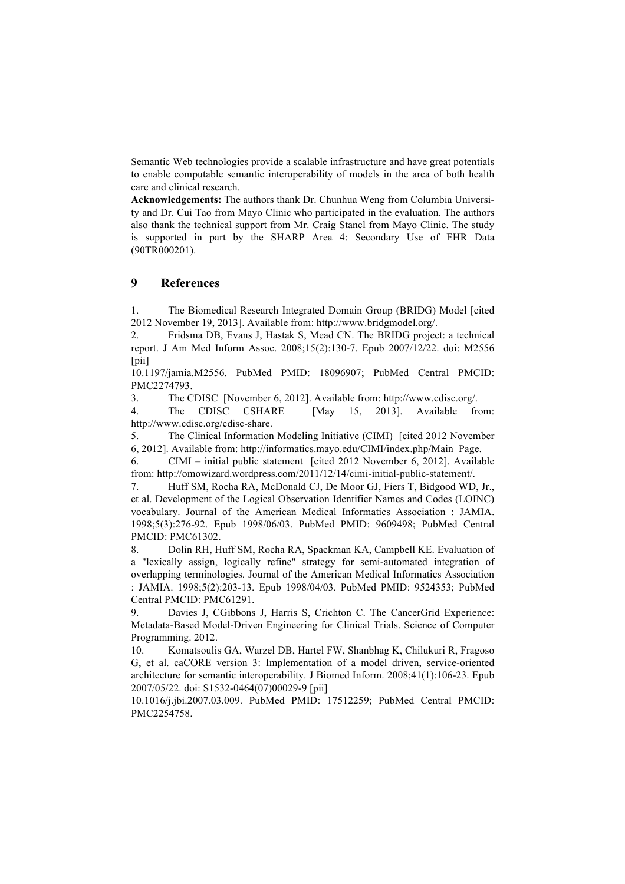Semantic Web technologies provide a scalable infrastructure and have great potentials to enable computable semantic interoperability of models in the area of both health care and clinical research.

**Acknowledgements:** The authors thank Dr. Chunhua Weng from Columbia University and Dr. Cui Tao from Mayo Clinic who participated in the evaluation. The authors also thank the technical support from Mr. Craig Stancl from Mayo Clinic. The study is supported in part by the SHARP Area 4: Secondary Use of EHR Data (90TR000201).

# 9 References

1. The Biomedical Research Integrated Domain Group (BRIDG) Model [cited 2012 November 19, 2013]. Available from: http://www.bridgmodel.org/.
2. Fridsma DB, Evans J, Hastak S, Mead CN. The BRIDG project: a technical report. J Am Med Inform Assoc. 2008;15(2):130-7. Epub 2007/12/22. doi: M2556 [pii] 10.1197/jamia.M2556. PubMed PMID: 18096907; PubMed Central PMCID: PMC2274793.
3. The CDISC [November 6, 2012]. Available from: http://www.cdisc.org/.
4. The CDISC CSHARE [May 15, 2013]. Available from: http://www.cdisc.org/cdisc-share.
5. The Clinical Information Modeling Initiative (CIMI) [cited 2012 November 6, 2012]. Available from: http://informatics.mayo.edu/CIMI/index.php/Main_Page.
6. CIMI – initial public statement [cited 2012 November 6, 2012]. Available from: http://omowizard.wordpress.com/2011/12/14/cimi-initial-public-statement/.
7. Huff SM, Rocha RA, McDonald CJ, De Moor GJ, Fiers T, Bidgood WD, Jr., et al. Development of the Logical Observation Identifier Names and Codes (LOINC) vocabulary. Journal of the American Medical Informatics Association : JAMIA. 1998;5(3):276-92. Epub 1998/06/03. PubMed PMID: 9609498; PubMed Central PMCID: PMC61302.
8. Dolin RH, Huff SM, Rocha RA, Spackman KA, Campbell KE. Evaluation of a "lexically assign, logically refine" strategy for semi-automated integration of overlapping terminologies. Journal of the American Medical Informatics Association : JAMIA. 1998;5(2):203-13. Epub 1998/04/03. PubMed PMID: 9524353; PubMed Central PMCID: PMC61291.
9. Davies J, CGibbons J, Harris S, Crichton C. The CancerGrid Experience: Metadata-Based Model-Driven Engineering for Clinical Trials. Science of Computer Programming. 2012.
10. Komatsoulis GA, Warzel DB, Hartel FW, Shanbhag K, Chilukuri R, Fragoso G, et al. caCORE version 3: Implementation of a model driven, service-oriented architecture for semantic interoperability. J Biomed Inform. 2008;41(1):106-23. Epub 2007/05/22. doi: S1532-0464(07)00029-9 [pii] 10.1016/j.jbi.2007.03.009. PubMed PMID: 17512259; PubMed Central PMCID: PMC2254758.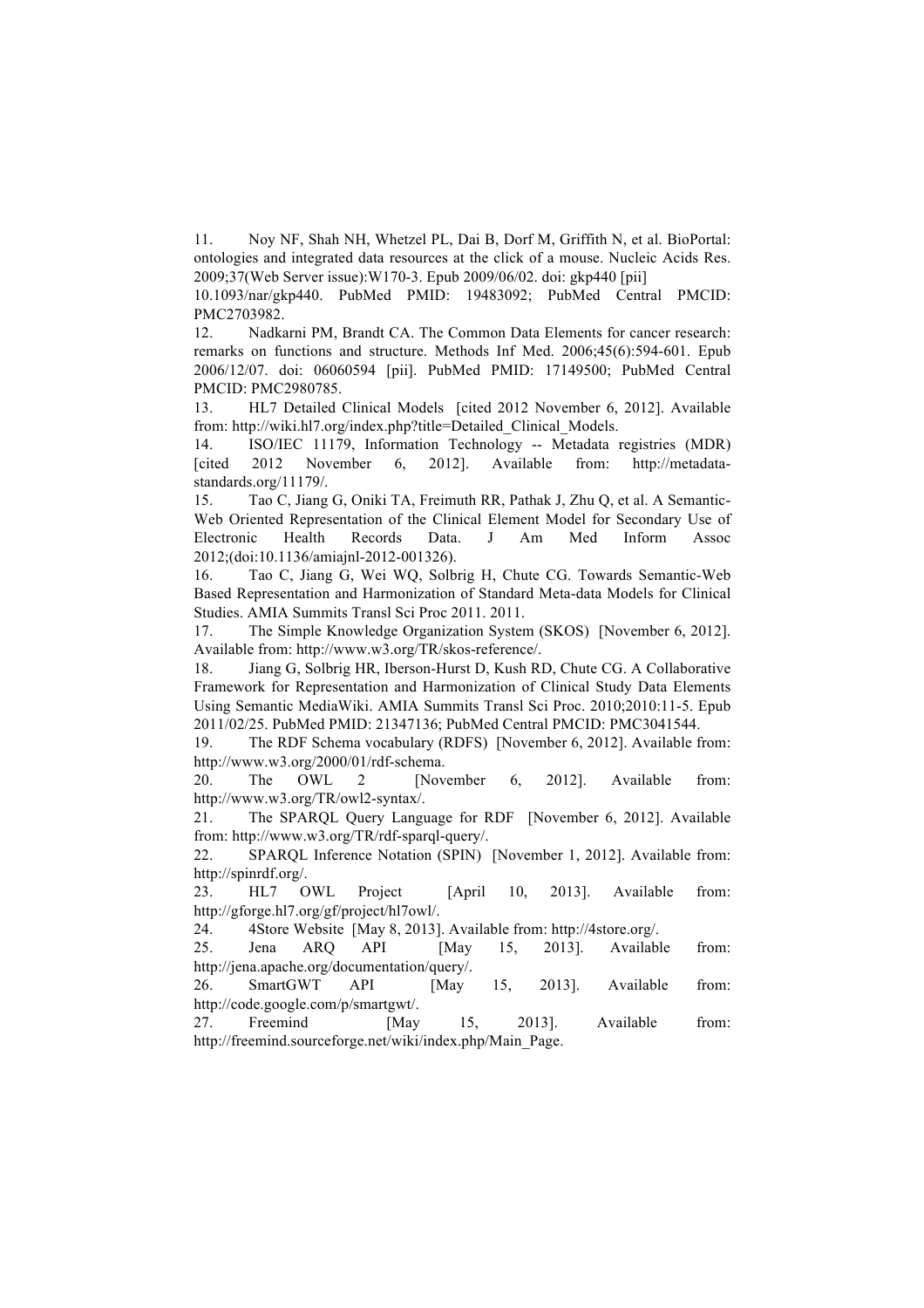11. Noy NF, Shah NH, Whetzel PL, Dai B, Dorf M, Griffith N, et al. BioPortal: ontologies and integrated data resources at the click of a mouse. Nucleic Acids Res. 2009;37(Web Server issue):W170-3. Epub 2009/06/02. doi: gkp440 [pii] 10.1093/nar/gkp440. PubMed PMID: 19483092; PubMed Central PMCID: PMC2703982.

12. Nadkarni PM, Brandt CA. The Common Data Elements for cancer research: remarks on functions and structure. Methods Inf Med. 2006;45(6):594-601. Epub 2006/12/07. doi: 06060594 [pii]. PubMed PMID: 17149500; PubMed Central PMCID: PMC2980785.

13. HL7 Detailed Clinical Models [cited 2012 November 6, 2012]. Available from: http://wiki.hl7.org/index.php?title=Detailed_Clinical_Models.

14. ISO/IEC 11179, Information Technology -- Metadata registries (MDR) [cited 2012 November 6, 2012]. Available from: http://metadata-standards.org/11179/.

15. Tao C, Jiang G, Oniki TA, Freimuth RR, Pathak J, Zhu Q, et al. A Semantic-Web Oriented Representation of the Clinical Element Model for Secondary Use of Electronic Health Records Data. J Am Med Inform Assoc 2012;(doi:10.1136/amiajnl-2012-001326).

16. Tao C, Jiang G, Wei WQ, Solbrig H, Chute CG. Towards Semantic-Web Based Representation and Harmonization of Standard Meta-data Models for Clinical Studies. AMIA Summits Transl Sci Proc 2011. 2011.

17. The Simple Knowledge Organization System (SKOS) [November 6, 2012]. Available from: http://www.w3.org/TR/skos-reference/.

18. Jiang G, Solbrig HR, Iberson-Hurst D, Kush RD, Chute CG. A Collaborative Framework for Representation and Harmonization of Clinical Study Data Elements Using Semantic MediaWiki. AMIA Summits Transl Sci Proc. 2010;2010:11-5. Epub 2011/02/25. PubMed PMID: 21347136; PubMed Central PMCID: PMC3041544.

19. The RDF Schema vocabulary (RDFS) [November 6, 2012]. Available from: http://www.w3.org/2000/01/rdf-schema.

20. The OWL 2 [November 6, 2012]. Available from: http://www.w3.org/TR/owl2-syntax/.

21. The SPARQL Query Language for RDF [November 6, 2012]. Available from: http://www.w3.org/TR/rdf-sparql-query/.

22. SPARQL Inference Notation (SPIN) [November 1, 2012]. Available from: http://spinrdf.org/.

23. HL7 OWL Project [April 10, 2013]. Available from: http://gforge.hl7.org/gf/project/hl7owl/.

24. 4Store Website [May 8, 2013]. Available from: http://4store.org/.

25. Jena ARQ API [May 15, 2013]. Available from: http://jena.apache.org/documentation/query/.

26. SmartGWT API [May 15, 2013]. Available from: http://code.google.com/p/smartgwt/.

27. Freemind [May 15, 2013]. Available from: http://freemind.sourceforge.net/wiki/index.php/Main_Page.